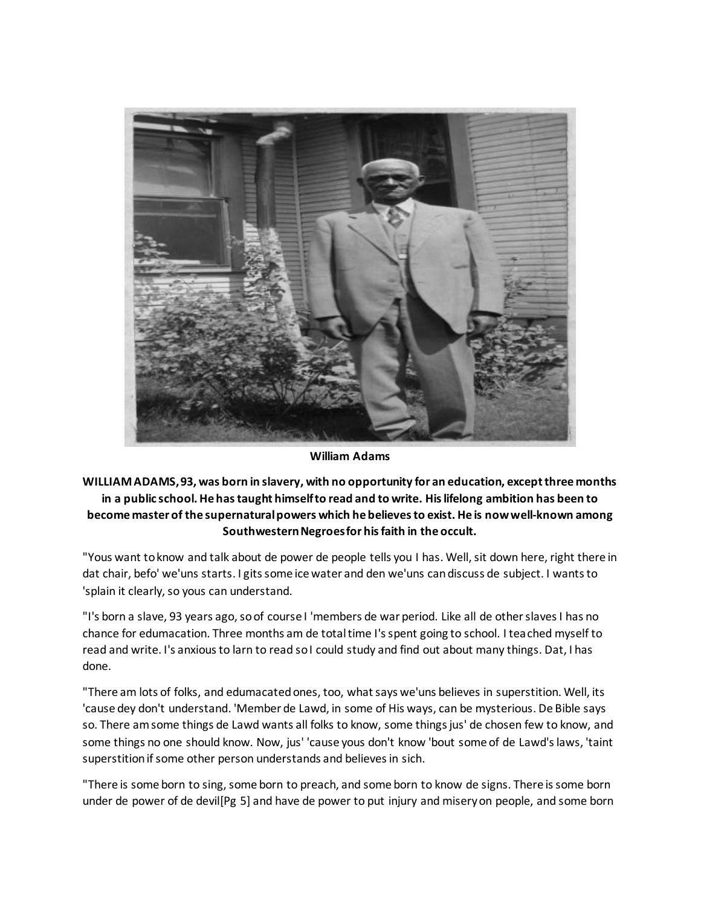**William Adams**

**WILLIAM ADAMS, 93, was born in slavery, with no opportunity for an education, except three months in a public school. He has taught himself to read and to write. His lifelong ambition has been to become master of the supernatural powers which he believes to exist. He is now well-known among Southwestern Negroes for his faith in the occult.**

"Yous want to know and talk about de power de people tells you I has. Well, sit down here, right there in dat chair, befo' we'uns starts. I gits some ice water and den we'uns can discuss de subject. I wants to 'splain it clearly, so yous can understand.

"I's born a slave, 93 years ago, so of course I 'members de war period. Like all de other slaves I has no chance for edumacation. Three months am de total time I's spent going to school. I teached myself to read and write. I's anxious to larn to read so I could study and find out about many things. Dat, I has done.

"There am lots of folks, and edumacated ones, too, what says we'uns believes in superstition. Well, its 'cause dey don't understand. 'Member de Lawd, in some of His ways, can be mysterious. De Bible says so. There am some things de Lawd wants all folks to know, some things jus' de chosen few to know, and some things no one should know. Now, jus' 'cause yous don't know 'bout some of de Lawd's laws, 'taint superstition if some other person understands and believes in sich.

"There is some born to sing, some born to preach, and some born to know de signs. There is some born under de power of de devil[Pg 5] and have de power to put injury and misery on people, and some born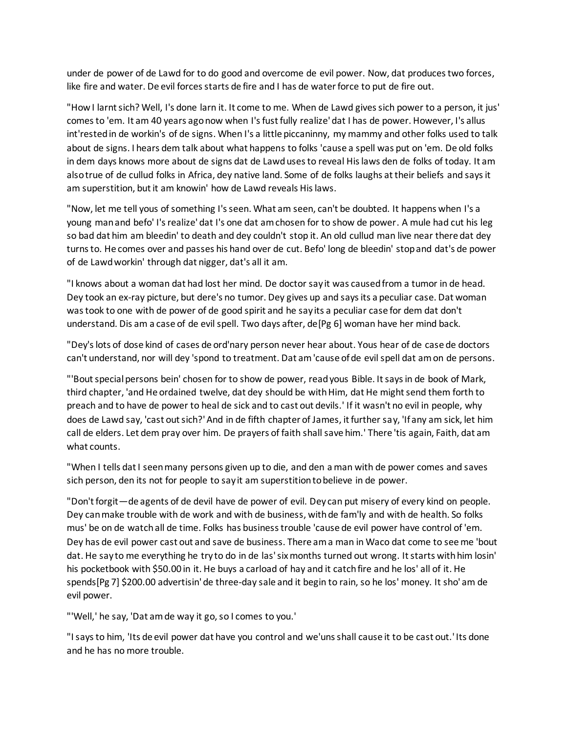under de power of de Lawd for to do good and overcome de evil power. Now, dat produces two forces, like fire and water. De evil forces starts de fire and I has de water force to put de fire out.

"How I larnt sich? Well, I's done larn it. It come to me. When de Lawd gives sich power to a person, it jus' comes to 'em. It am 40 years ago now when I's fust fully realize' dat I has de power. However, I's allus int'rested in de workin's of de signs. When I's a little piccaninny, my mammy and other folks used to talk about de signs. I hears dem talk about what happens to folks 'cause a spell was put on 'em. De old folks in dem days knows more about de signs dat de Lawd uses to reveal His laws den de folks of today. It am also true of de cullud folks in Africa, dey native land. Some of de folks laughs at their beliefs and says it am superstition, but it am knowin' how de Lawd reveals His laws.

"Now, let me tell yous of something I's seen. What am seen, can't be doubted. It happens when I's a young man and befo' I's realize' dat I's one dat am chosen for to show de power. A mule had cut his leg so bad dat him am bleedin' to death and dey couldn't stop it. An old cullud man live near there dat dey turns to. He comes over and passes his hand over de cut. Befo' long de bleedin' stop and dat's de power of de Lawd workin' through dat nigger, dat's all it am.

"I knows about a woman dat had lost her mind. De doctor say it was caused from a tumor in de head. Dey took an ex-ray picture, but dere's no tumor. Dey gives up and says its a peculiar case. Dat woman was took to one with de power of de good spirit and he say its a peculiar case for dem dat don't understand. Dis am a case of de evil spell. Two days after, de[Pg 6] woman have her mind back.

"Dey's lots of dose kind of cases de ord'nary person never hear about. Yous hear of de case de doctors can't understand, nor will dey 'spond to treatment. Dat am 'cause of de evil spell dat am on de persons.

"'Bout special persons bein' chosen for to show de power, read yous Bible. It says in de book of Mark, third chapter, 'and He ordained twelve, dat dey should be with Him, dat He might send them forth to preach and to have de power to heal de sick and to cast out devils.' If it wasn't no evil in people, why does de Lawd say, 'cast out sich?' And in de fifth chapter of James, it further say, 'If any am sick, let him call de elders. Let dem pray over him. De prayers of faith shall save him.' There 'tis again, Faith, dat am what counts.

"When I tells dat I seen many persons given up to die, and den a man with de power comes and saves sich person, den its not for people to say it am superstition to believe in de power.

"Don't forgit—de agents of de devil have de power of evil. Dey can put misery of every kind on people. Dey can make trouble with de work and with de business, with de fam'ly and with de health. So folks mus' be on de watch all de time. Folks has business trouble 'cause de evil power have control of 'em. Dey has de evil power cast out and save de business. There am a man in Waco dat come to see me 'bout dat. He say to me everything he try to do in de las' six months turned out wrong. It starts with him losin' his pocketbook with $50.00 in it. He buys a carload of hay and it catch fire and he los' all of it. He spends[Pg 7] $200.00 advertisin' de three-day sale and it begin to rain, so he los' money. It sho' am de evil power.

"'Well,' he say, 'Dat am de way it go, so I comes to you.'

"I says to him, 'Its de evil power dat have you control and we'uns shall cause it to be cast out.' Its done and he has no more trouble.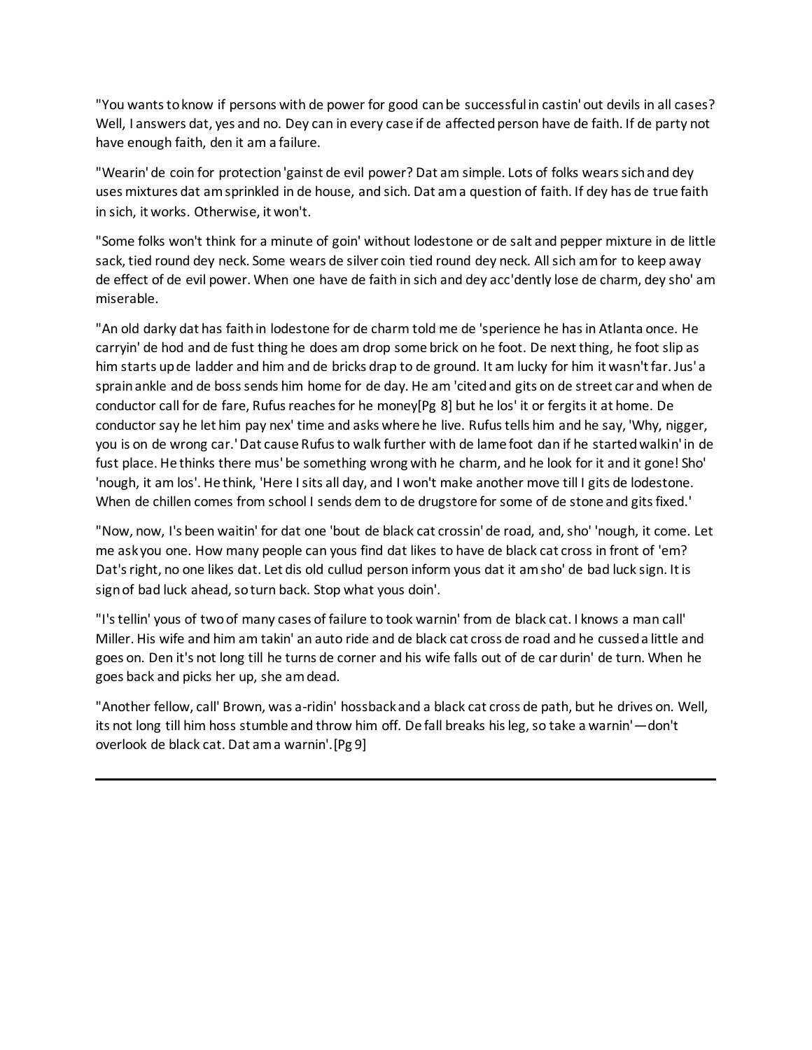"You wants to know if persons with de power for good can be successful in castin' out devils in all cases? Well, I answers dat, yes and no. Dey can in every case if de affected person have de faith. If de party not have enough faith, den it am a failure.

"Wearin' de coin for protection 'gainst de evil power? Dat am simple. Lots of folks wears sich and dey uses mixtures dat am sprinkled in de house, and sich. Dat am a question of faith. If dey has de true faith in sich, it works. Otherwise, it won't.

"Some folks won't think for a minute of goin' without lodestone or de salt and pepper mixture in de little sack, tied round dey neck. Some wears de silver coin tied round dey neck. All sich am for to keep away de effect of de evil power. When one have de faith in sich and dey acc'dently lose de charm, dey sho' am miserable.

"An old darky dat has faith in lodestone for de charm told me de 'sperience he has in Atlanta once. He carryin' de hod and de fust thing he does am drop some brick on he foot. De next thing, he foot slip as him starts up de ladder and him and de bricks drap to de ground. It am lucky for him it wasn't far. Jus' a sprain ankle and de boss sends him home for de day. He am 'cited and gits on de street car and when de conductor call for de fare, Rufus reaches for he money[Pg 8] but he los' it or fergits it at home. De conductor say he let him pay nex' time and asks where he live. Rufus tells him and he say, 'Why, nigger, you is on de wrong car.' Dat cause Rufus to walk further with de lame foot dan if he started walkin' in de fust place. He thinks there mus' be something wrong with he charm, and he look for it and it gone! Sho' 'nough, it am los'. He think, 'Here I sits all day, and I won't make another move till I gits de lodestone. When de chillen comes from school I sends dem to de drugstore for some of de stone and gits fixed.'

"Now, now, I's been waitin' for dat one 'bout de black cat crossin' de road, and, sho' 'nough, it come. Let me ask you one. How many people can yous find dat likes to have de black cat cross in front of 'em? Dat's right, no one likes dat. Let dis old cullud person inform yous dat it am sho' de bad luck sign. It is sign of bad luck ahead, so turn back. Stop what yous doin'.

"I's tellin' yous of two of many cases of failure to took warnin' from de black cat. I knows a man call' Miller. His wife and him am takin' an auto ride and de black cat cross de road and he cussed a little and goes on. Den it's not long till he turns de corner and his wife falls out of de car durin' de turn. When he goes back and picks her up, she am dead.

"Another fellow, call' Brown, was a-ridin' hossback and a black cat cross de path, but he drives on. Well, its not long till him hoss stumble and throw him off. De fall breaks his leg, so take a warnin'—don't overlook de black cat. Dat am a warnin'.[Pg 9]

---